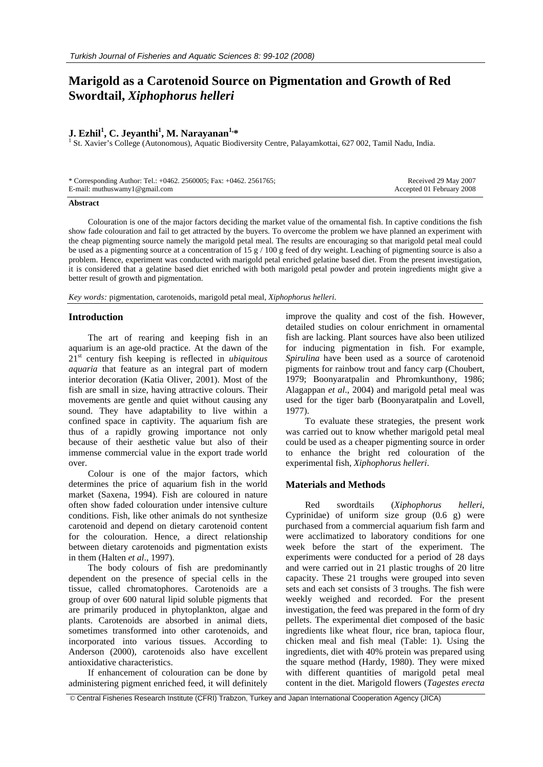# Marigold as a Carotenoid Source on Pigmentation and Growth of Red Swordtail, *Xiphophorus helleri*

**J. Ezhil[1], C. Jeyanthi[1], M. Narayanan[1,*]**

[1] St. Xavier's College (Autonomous), Aquatic Biodiversity Centre, Palayamkottai, 627 002, Tamil Nadu, India.

\* Corresponding Author: Tel.: +0462. 2560005; Fax: +0462. 2561765;
E-mail: muthuswamy1@gmail.com

Received 29 May 2007
Accepted 01 February 2008

### Abstract

Colouration is one of the major factors deciding the market value of the ornamental fish. In captive conditions the fish show fade colouration and fail to get attracted by the buyers. To overcome the problem we have planned an experiment with the cheap pigmenting source namely the marigold petal meal. The results are encouraging so that marigold petal meal could be used as a pigmenting source at a concentration of 15 g / 100 g feed of dry weight. Leaching of pigmenting source is also a problem. Hence, experiment was conducted with marigold petal enriched gelatine based diet. From the present investigation, it is considered that a gelatine based diet enriched with both marigold petal powder and protein ingredients might give a better result of growth and pigmentation.

*Key words:* pigmentation, carotenoids, marigold petal meal, *Xiphophorus helleri.*

## Introduction

The art of rearing and keeping fish in an aquarium is an age-old practice. At the dawn of the 21st century fish keeping is reflected in *ubiquitous aquaria* that feature as an integral part of modern interior decoration (Katia Oliver, 2001). Most of the fish are small in size, having attractive colours. Their movements are gentle and quiet without causing any sound. They have adaptability to live within a confined space in captivity. The aquarium fish are thus of a rapidly growing importance not only because of their aesthetic value but also of their immense commercial value in the export trade world over.

Colour is one of the major factors, which determines the price of aquarium fish in the world market (Saxena, 1994). Fish are coloured in nature often show faded colouration under intensive culture conditions. Fish, like other animals do not synthesize carotenoid and depend on dietary carotenoid content for the colouration. Hence, a direct relationship between dietary carotenoids and pigmentation exists in them (Halten *et al*., 1997).

The body colours of fish are predominantly dependent on the presence of special cells in the tissue, called chromatophores. Carotenoids are a group of over 600 natural lipid soluble pigments that are primarily produced in phytoplankton, algae and plants. Carotenoids are absorbed in animal diets, sometimes transformed into other carotenoids, and incorporated into various tissues. According to Anderson (2000), carotenoids also have excellent antioxidative characteristics.

If enhancement of colouration can be done by administering pigment enriched feed, it will definitely improve the quality and cost of the fish. However, detailed studies on colour enrichment in ornamental fish are lacking. Plant sources have also been utilized for inducing pigmentation in fish. For example, *Spirulina* have been used as a source of carotenoid pigments for rainbow trout and fancy carp (Choubert, 1979; Boonyaratpalin and Phromkunthony, 1986; Alagappan *et al*., 2004) and marigold petal meal was used for the tiger barb (Boonyaratpalin and Lovell, 1977).

To evaluate these strategies, the present work was carried out to know whether marigold petal meal could be used as a cheaper pigmenting source in order to enhance the bright red colouration of the experimental fish, *Xiphophorus helleri*.

## Materials and Methods

Red swordtails (*Xiphophorus helleri*, Cyprinidae) of uniform size group (0.6 g) were purchased from a commercial aquarium fish farm and were acclimatized to laboratory conditions for one week before the start of the experiment. The experiments were conducted for a period of 28 days and were carried out in 21 plastic troughs of 20 litre capacity. These 21 troughs were grouped into seven sets and each set consists of 3 troughs. The fish were weekly weighed and recorded. For the present investigation, the feed was prepared in the form of dry pellets. The experimental diet composed of the basic ingredients like wheat flour, rice bran, tapioca flour, chicken meal and fish meal (Table: 1). Using the ingredients, diet with 40% protein was prepared using the square method (Hardy, 1980). They were mixed with different quantities of marigold petal meal content in the diet. Marigold flowers (*Tagestes erecta*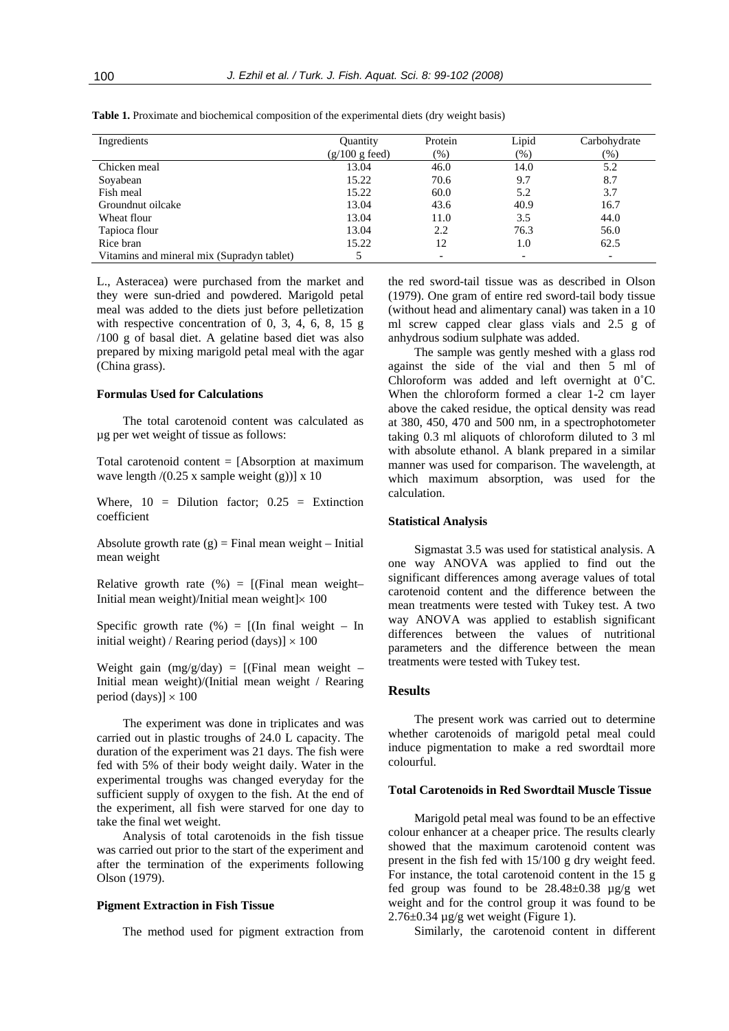**Table 1.** Proximate and biochemical composition of the experimental diets (dry weight basis)

| Ingredients | Quantity (g/100 g feed) | Protein (%) | Lipid (%) | Carbohydrate (%) |
|---|---|---|---|---|
| Chicken meal | 13.04 | 46.0 | 14.0 | 5.2 |
| Soyabean | 15.22 | 70.6 | 9.7 | 8.7 |
| Fish meal | 15.22 | 60.0 | 5.2 | 3.7 |
| Groundnut oilcake | 13.04 | 43.6 | 40.9 | 16.7 |
| Wheat flour | 13.04 | 11.0 | 3.5 | 44.0 |
| Tapioca flour | 13.04 | 2.2 | 76.3 | 56.0 |
| Rice bran | 15.22 | 12 | 1.0 | 62.5 |
| Vitamins and mineral mix (Supradyn tablet) | 5 | - | - | - |

L., Asteracea) were purchased from the market and they were sun-dried and powdered. Marigold petal meal was added to the diets just before pelletization with respective concentration of 0, 3, 4, 6, 8, 15 g /100 g of basal diet. A gelatine based diet was also prepared by mixing marigold petal meal with the agar (China grass).

### Formulas Used for Calculations

The total carotenoid content was calculated as µg per wet weight of tissue as follows:

Total carotenoid content = [Absorption at maximum wave length /(0.25 x sample weight (g))] x 10

Where, 10 = Dilution factor; 0.25 = Extinction coefficient

Absolute growth rate (g) = Final mean weight – Initial mean weight

Relative growth rate (%) = [(Final mean weight– Initial mean weight)/Initial mean weight]$\times$ 100

Specific growth rate (%) = [(In final weight – In initial weight) / Rearing period (days)] $\times$ 100

Weight gain (mg/g/day) = [(Final mean weight – Initial mean weight)/(Initial mean weight / Rearing period (days)] $\times$ 100

The experiment was done in triplicates and was carried out in plastic troughs of 24.0 L capacity. The duration of the experiment was 21 days. The fish were fed with 5% of their body weight daily. Water in the experimental troughs was changed everyday for the sufficient supply of oxygen to the fish. At the end of the experiment, all fish were starved for one day to take the final wet weight.

Analysis of total carotenoids in the fish tissue was carried out prior to the start of the experiment and after the termination of the experiments following Olson (1979).

### Pigment Extraction in Fish Tissue

The method used for pigment extraction from the red sword-tail tissue was as described in Olson (1979). One gram of entire red sword-tail body tissue (without head and alimentary canal) was taken in a 10 ml screw capped clear glass vials and 2.5 g of anhydrous sodium sulphate was added.

The sample was gently meshed with a glass rod against the side of the vial and then 5 ml of Chloroform was added and left overnight at 0˚C. When the chloroform formed a clear 1-2 cm layer above the caked residue, the optical density was read at 380, 450, 470 and 500 nm, in a spectrophotometer taking 0.3 ml aliquots of chloroform diluted to 3 ml with absolute ethanol. A blank prepared in a similar manner was used for comparison. The wavelength, at which maximum absorption, was used for the calculation.

### Statistical Analysis

Sigmastat 3.5 was used for statistical analysis. A one way ANOVA was applied to find out the significant differences among average values of total carotenoid content and the difference between the mean treatments were tested with Tukey test. A two way ANOVA was applied to establish significant differences between the values of nutritional parameters and the difference between the mean treatments were tested with Tukey test.

## Results

The present work was carried out to determine whether carotenoids of marigold petal meal could induce pigmentation to make a red swordtail more colourful.

### Total Carotenoids in Red Swordtail Muscle Tissue

Marigold petal meal was found to be an effective colour enhancer at a cheaper price. The results clearly showed that the maximum carotenoid content was present in the fish fed with 15/100 g dry weight feed. For instance, the total carotenoid content in the 15 g fed group was found to be 28.48±0.38 µg/g wet weight and for the control group it was found to be 2.76±0.34 µg/g wet weight (Figure 1).

Similarly, the carotenoid content in different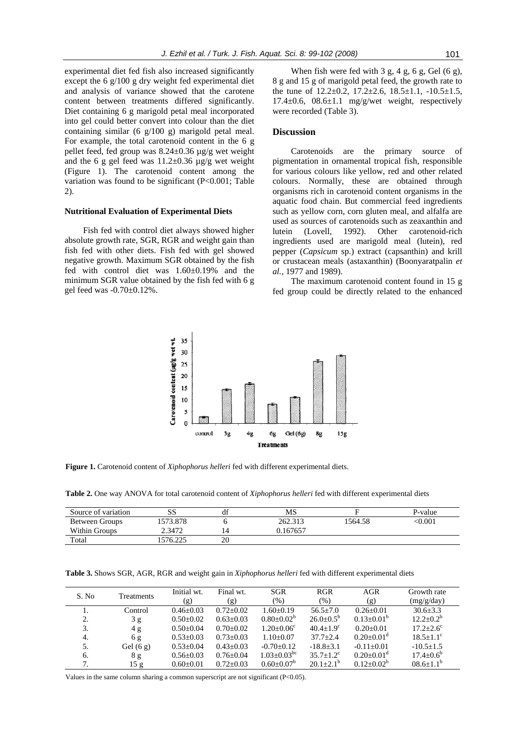experimental diet fed fish also increased significantly except the 6 g/100 g dry weight fed experimental diet and analysis of variance showed that the carotene content between treatments differed significantly. Diet containing 6 g marigold petal meal incorporated into gel could better convert into colour than the diet containing similar (6 g/100 g) marigold petal meal. For example, the total carotenoid content in the 6 g pellet feed, fed group was 8.24±0.36 µg/g wet weight and the 6 g gel feed was 11.2±0.36 µg/g wet weight (Figure 1). The carotenoid content among the variation was found to be significant ($P<0.001$; Table 2).

### Nutritional Evaluation of Experimental Diets

Fish fed with control diet always showed higher absolute growth rate, SGR, RGR and weight gain than fish fed with other diets. Fish fed with gel showed negative growth. Maximum SGR obtained by the fish fed with control diet was 1.60±0.19% and the minimum SGR value obtained by the fish fed with 6 g gel feed was -0.70±0.12%.

When fish were fed with 3 g, 4 g, 6 g, Gel (6 g), 8 g and 15 g of marigold petal feed, the growth rate to the tune of 12.2±0.2, 17.2±2.6, 18.5±1.1, -10.5±1.5, 17.4±0.6, 08.6±1.1 mg/g/wet weight, respectively were recorded (Table 3).

## Discussion

Carotenoids are the primary source of pigmentation in ornamental tropical fish, responsible for various colours like yellow, red and other related colours. Normally, these are obtained through organisms rich in carotenoid content organisms in the aquatic food chain. But commercial feed ingredients such as yellow corn, corn gluten meal, and alfalfa are used as sources of carotenoids such as zeaxanthin and lutein (Lovell, 1992). Other carotenoid-rich ingredients used are marigold meal (lutein), red pepper (*Capsicum* sp.) extract (capsanthin) and krill or crustacean meals (astaxanthin) (Boonyaratpalin *et al.,* 1977 and 1989).

The maximum carotenoid content found in 15 g fed group could be directly related to the enhanced

Carotenoid content (µg/g wet wt.)

35
30
25
20
15
10
5
0

control 3g 4g 6g Gel (6g) 8g 15g

Treatments

**Figure 1.** Carotenoid content of *Xiphophorus helleri* fed with different experimental diets.

**Table 2.** One way ANOVA for total carotenoid content of *Xiphophorus helleri* fed with different experimental diets

| Source of variation | SS | df | MS | F | P-value |
|---|---|---|---|---|---|
| Between Groups | 1573.878 | 6 | 262.313 | 1564.58 | <0.001 |
| Within Groups | 2.3472 | 14 | 0.167657 | | |
| Total | 1576.225 | 20 | | | |

**Table 3.** Shows SGR, AGR, RGR and weight gain in *Xiphophorus helleri* fed with different experimental diets

| S. No | Treatments | Initial wt. (g) | Final wt. (g) | SGR (%) | RGR (%) | AGR (g) | Growth rate (mg/g/day) |
|---|---|---|---|---|---|---|---|
| 1. | Control | 0.46±0.03 | 0.72±0.02 | 1.60±0.19 | 56.5±7.0 | 0.26±0.01 | 30.6±3.3 |
| 2. | 3 g | 0.50±0.02 | 0.63±0.03 | 0.80±0.02$^{b}$ | 26.0±0.5$^{b}$ | 0.13±0.01$^{b}$ | 12.2±0.2$^{b}$ |
| 3. | 4 g | 0.50±0.04 | 0.70±0.02 | 1.20±0.06$^{c}$ | 40.4±1.9$^{c}$ | 0.20±0.01 | 17.2±2.6$^{c}$ |
| 4. | 6 g | 0.53±0.03 | 0.73±0.03 | 1.10±0.07 | 37.7±2.4 | 0.20±0.01$^{d}$ | 18.5±1.1$^{c}$ |
| 5. | Gel (6 g) | 0.53±0.04 | 0.43±0.03 | -0.70±0.12 | -18.8±3.1 | -0.11±0.01 | -10.5±1.5 |
| 6. | 8 g | 0.56±0.03 | 0.76±0.04 | 1.03±0.03$^{bc}$ | 35.7±1.2$^{c}$ | 0.20±0.01$^{d}$ | 17.4±0.6$^{b}$ |
| 7. | 15 g | 0.60±0.01 | 0.72±0.03 | 0.60±0.07$^{b}$ | 20.1±2.1$^{b}$ | 0.12±0.02$^{b}$ | 08.6±1.1$^{b}$ |

Values in the same column sharing a common superscript are not significant ($P<0.05$).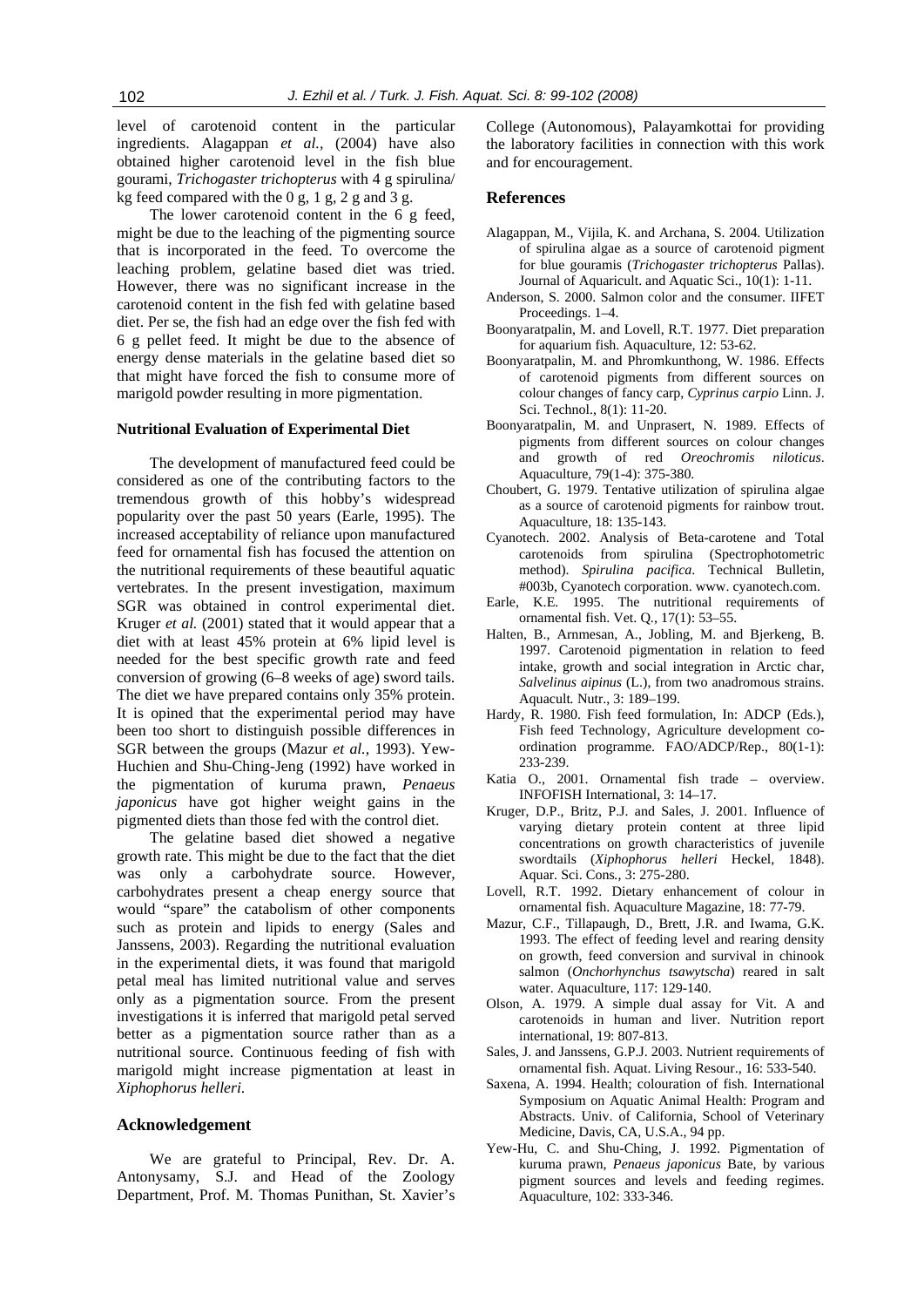level of carotenoid content in the particular ingredients. Alagappan *et al.*, (2004) have also obtained higher carotenoid level in the fish blue gourami, *Trichogaster trichopterus* with 4 g spirulina/ kg feed compared with the 0 g, 1 g, 2 g and 3 g.

The lower carotenoid content in the 6 g feed, might be due to the leaching of the pigmenting source that is incorporated in the feed. To overcome the leaching problem, gelatine based diet was tried. However, there was no significant increase in the carotenoid content in the fish fed with gelatine based diet. Per se, the fish had an edge over the fish fed with 6 g pellet feed. It might be due to the absence of energy dense materials in the gelatine based diet so that might have forced the fish to consume more of marigold powder resulting in more pigmentation.

#### Nutritional Evaluation of Experimental Diet

The development of manufactured feed could be considered as one of the contributing factors to the tremendous growth of this hobby's widespread popularity over the past 50 years (Earle, 1995). The increased acceptability of reliance upon manufactured feed for ornamental fish has focused the attention on the nutritional requirements of these beautiful aquatic vertebrates. In the present investigation, maximum SGR was obtained in control experimental diet. Kruger *et al.* (2001) stated that it would appear that a diet with at least 45% protein at 6% lipid level is needed for the best specific growth rate and feed conversion of growing (6–8 weeks of age) sword tails. The diet we have prepared contains only 35% protein. It is opined that the experimental period may have been too short to distinguish possible differences in SGR between the groups (Mazur *et al.*, 1993). Yew-Huchien and Shu-Ching-Jeng (1992) have worked in the pigmentation of kuruma prawn, *Penaeus japonicus* have got higher weight gains in the pigmented diets than those fed with the control diet.

The gelatine based diet showed a negative growth rate. This might be due to the fact that the diet was only a carbohydrate source. However, carbohydrates present a cheap energy source that would "spare" the catabolism of other components such as protein and lipids to energy (Sales and Janssens, 2003). Regarding the nutritional evaluation in the experimental diets, it was found that marigold petal meal has limited nutritional value and serves only as a pigmentation source. From the present investigations it is inferred that marigold petal served better as a pigmentation source rather than as a nutritional source. Continuous feeding of fish with marigold might increase pigmentation at least in *Xiphophorus helleri*.

### Acknowledgement

We are grateful to Principal, Rev. Dr. A. Antonysamy, S.J. and Head of the Zoology Department, Prof. M. Thomas Punithan, St. Xavier's College (Autonomous), Palayamkottai for providing the laboratory facilities in connection with this work and for encouragement.

### References

Alagappan, M., Vijila, K. and Archana, S. 2004. Utilization of spirulina algae as a source of carotenoid pigment for blue gouramis (*Trichogaster trichopterus* Pallas). Journal of Aquaricult. and Aquatic Sci., 10(1): 1-11.

Anderson, S. 2000. Salmon color and the consumer. IIFET Proceedings. 1–4.

Boonyaratpalin, M. and Lovell, R.T. 1977. Diet preparation for aquarium fish. Aquaculture, 12: 53-62.

Boonyaratpalin, M. and Phromkunthong, W. 1986. Effects of carotenoid pigments from different sources on colour changes of fancy carp, *Cyprinus carpio* Linn. J. Sci. Technol., 8(1): 11-20.

Boonyaratpalin, M. and Unprasert, N. 1989. Effects of pigments from different sources on colour changes and growth of red *Oreochromis niloticus*. Aquaculture, 79(1-4): 375-380.

Choubert, G. 1979. Tentative utilization of spirulina algae as a source of carotenoid pigments for rainbow trout. Aquaculture, 18: 135-143.

Cyanotech. 2002. Analysis of Beta-carotene and Total carotenoids from spirulina (Spectrophotometric method). *Spirulina pacifica*. Technical Bulletin, #003b, Cyanotech corporation. www. cyanotech.com.

Earle, K.E. 1995. The nutritional requirements of ornamental fish. Vet. Q., 17(1): 53–55.

Halten, B., Arnmesan, A., Jobling, M. and Bjerkeng, B. 1997. Carotenoid pigmentation in relation to feed intake, growth and social integration in Arctic char, *Salvelinus aipinus* (L.), from two anadromous strains. Aquacult. Nutr., 3: 189–199.

Hardy, R. 1980. Fish feed formulation, In: ADCP (Eds.), Fish feed Technology, Agriculture development co-ordination programme. FAO/ADCP/Rep., 80(1-1): 233-239.

Katia O., 2001. Ornamental fish trade – overview. INFOFISH International, 3: 14–17.

Kruger, D.P., Britz, P.J. and Sales, J. 2001. Influence of varying dietary protein content at three lipid concentrations on growth characteristics of juvenile swordtails (*Xiphophorus helleri* Heckel, 1848). Aquar. Sci. Cons., 3: 275-280.

Lovell, R.T. 1992. Dietary enhancement of colour in ornamental fish. Aquaculture Magazine, 18: 77-79.

Mazur, C.F., Tillapaugh, D., Brett, J.R. and Iwama, G.K. 1993. The effect of feeding level and rearing density on growth, feed conversion and survival in chinook salmon (*Onchorhynchus tsawytscha*) reared in salt water. Aquaculture, 117: 129-140.

Olson, A. 1979. A simple dual assay for Vit. A and carotenoids in human and liver. Nutrition report international, 19: 807-813.

Sales, J. and Janssens, G.P.J. 2003. Nutrient requirements of ornamental fish. Aquat. Living Resour., 16: 533-540.

Saxena, A. 1994. Health; colouration of fish. International Symposium on Aquatic Animal Health: Program and Abstracts. Univ. of California, School of Veterinary Medicine, Davis, CA, U.S.A., 94 pp.

Yew-Hu, C. and Shu-Ching, J. 1992. Pigmentation of kuruma prawn, *Penaeus japonicus* Bate, by various pigment sources and levels and feeding regimes. Aquaculture, 102: 333-346.